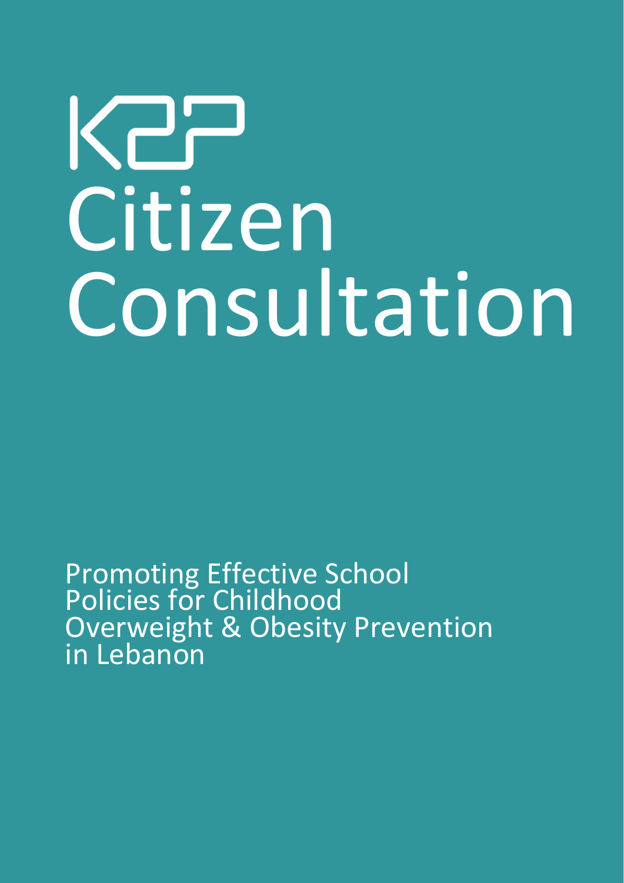K2P

# Citizen Consultation

Promoting Effective School Policies for Childhood Overweight & Obesity Prevention in Lebanon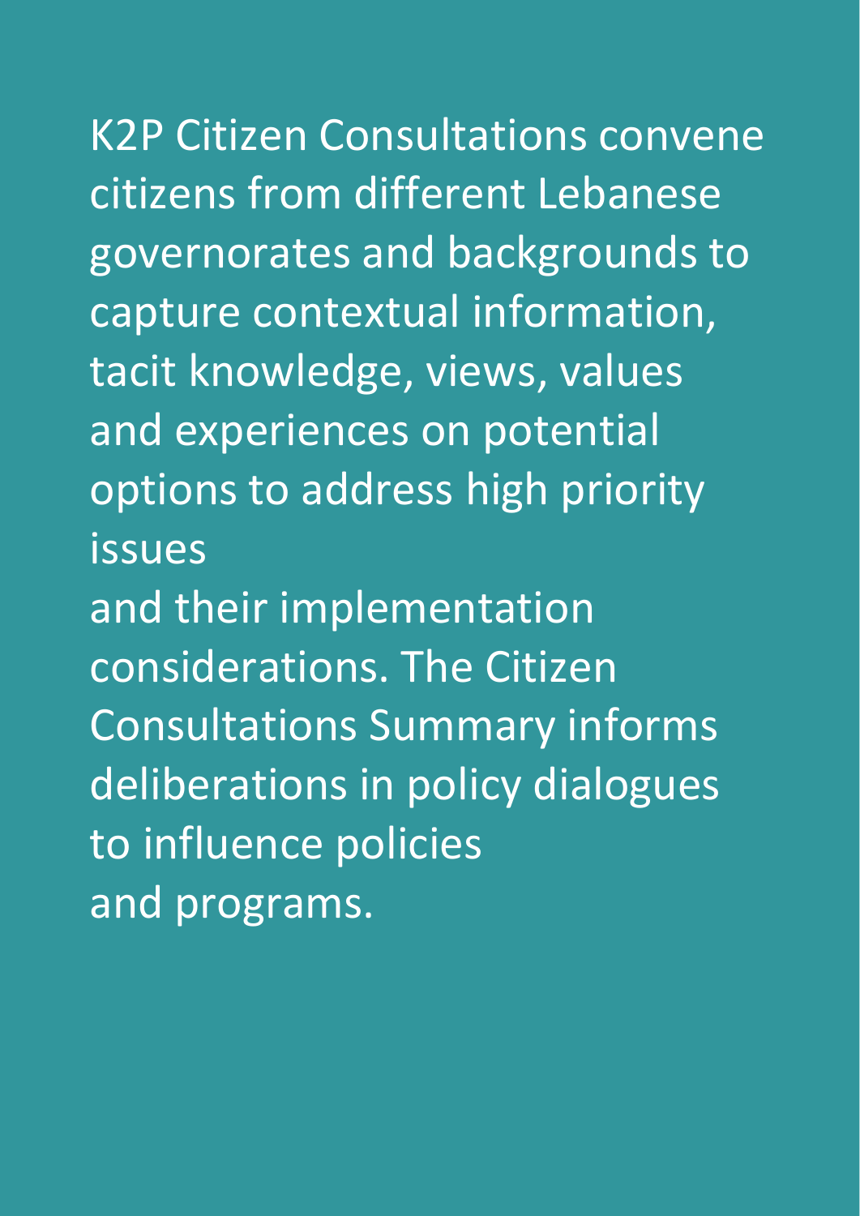K2P Citizen Consultations convene citizens from different Lebanese governorates and backgrounds to capture contextual information, tacit knowledge, views, values and experiences on potential options to address high priority issues and their implementation considerations. The Citizen Consultations Summary informs deliberations in policy dialogues to influence policies and programs.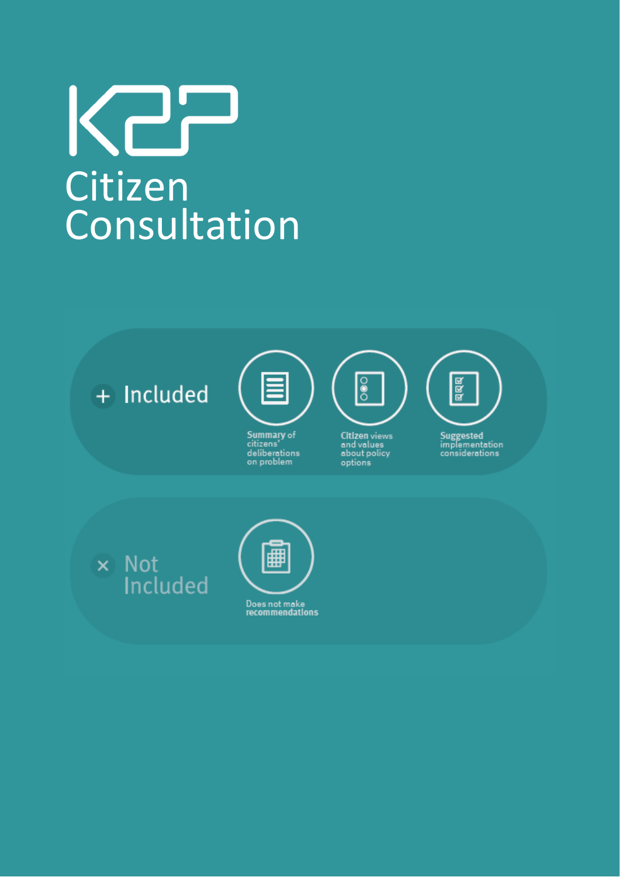# K2P Citizen Consultation

**+ Included**

- Summary of citizens' deliberations on problem
- Citizen views and values about policy options
- Suggested implementation considerations

**× Not Included**

- Does not make recommendations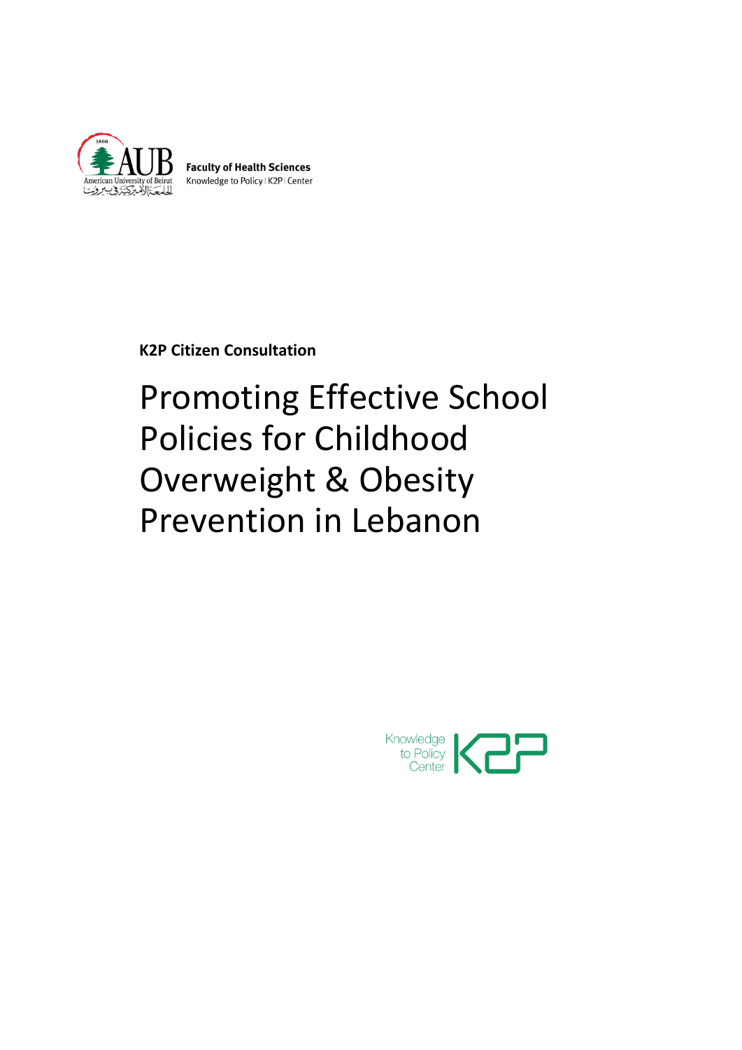Faculty of Health Sciences
Knowledge to Policy | K2P | Center

**K2P Citizen Consultation**

# Promoting Effective School Policies for Childhood Overweight & Obesity Prevention in Lebanon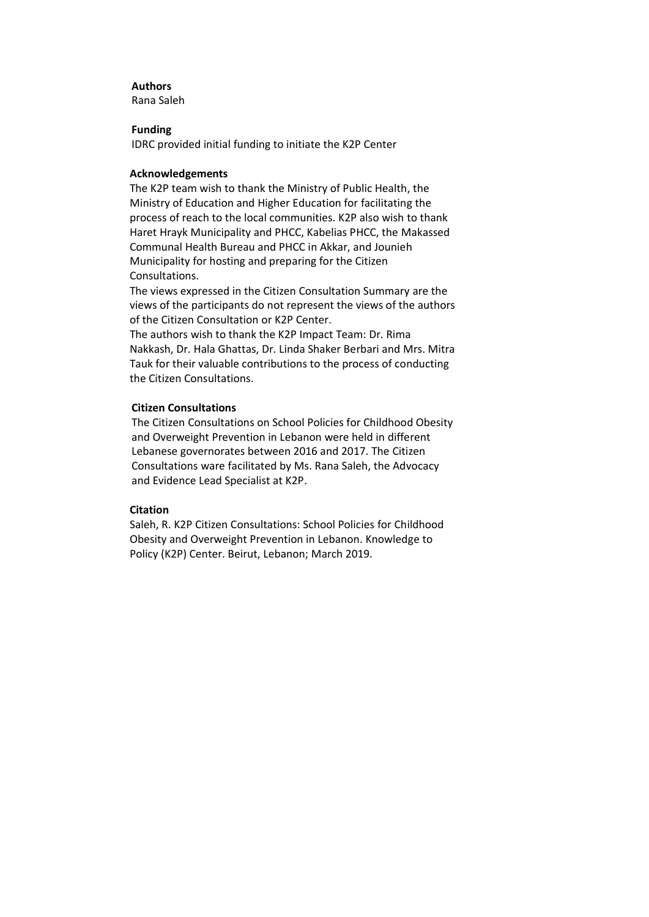**Authors**

Rana Saleh

**Funding**

IDRC provided initial funding to initiate the K2P Center

**Acknowledgements**

The K2P team wish to thank the Ministry of Public Health, the Ministry of Education and Higher Education for facilitating the process of reach to the local communities. K2P also wish to thank Haret Hrayk Municipality and PHCC, Kabelias PHCC, the Makassed Communal Health Bureau and PHCC in Akkar, and Jounieh Municipality for hosting and preparing for the Citizen Consultations.

The views expressed in the Citizen Consultation Summary are the views of the participants do not represent the views of the authors of the Citizen Consultation or K2P Center.

The authors wish to thank the K2P Impact Team: Dr. Rima Nakkash, Dr. Hala Ghattas, Dr. Linda Shaker Berbari and Mrs. Mitra Tauk for their valuable contributions to the process of conducting the Citizen Consultations.

**Citizen Consultations**

The Citizen Consultations on School Policies for Childhood Obesity and Overweight Prevention in Lebanon were held in different Lebanese governorates between 2016 and 2017. The Citizen Consultations ware facilitated by Ms. Rana Saleh, the Advocacy and Evidence Lead Specialist at K2P.

**Citation**

Saleh, R. K2P Citizen Consultations: School Policies for Childhood Obesity and Overweight Prevention in Lebanon. Knowledge to Policy (K2P) Center. Beirut, Lebanon; March 2019.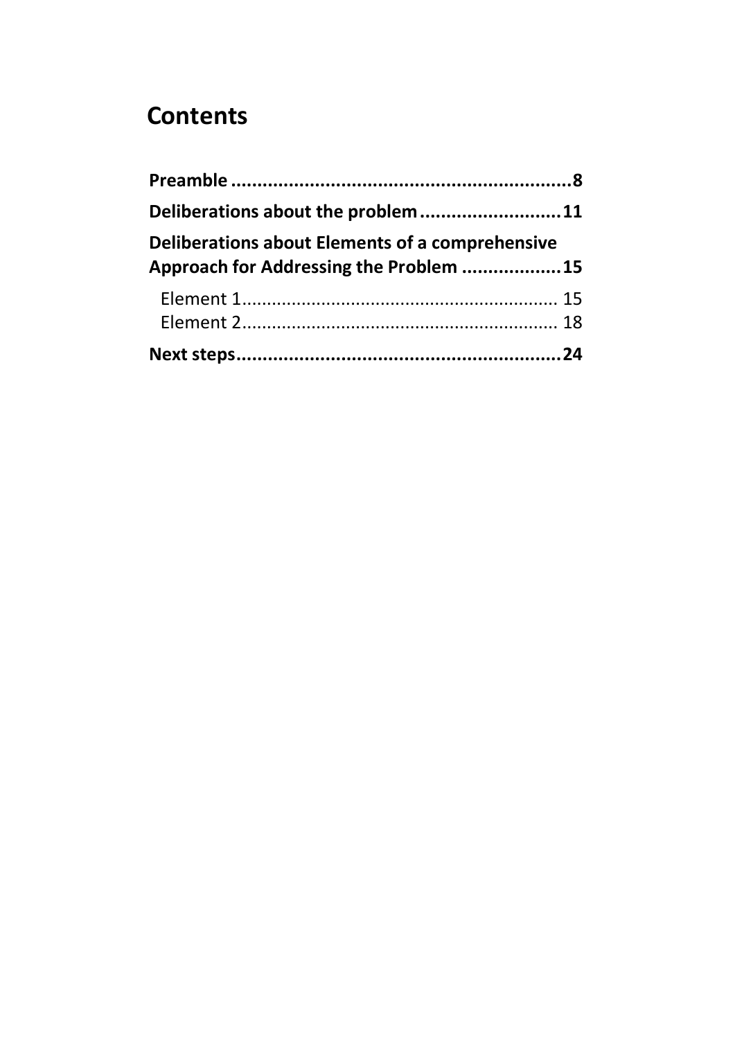# Contents

**Preamble ................................................................8**

**Deliberations about the problem..........................11**

**Deliberations about Elements of a comprehensive Approach for Addressing the Problem ..................15**

- Element 1............................................................ 15
- Element 2............................................................ 18

**Next steps............................................................24**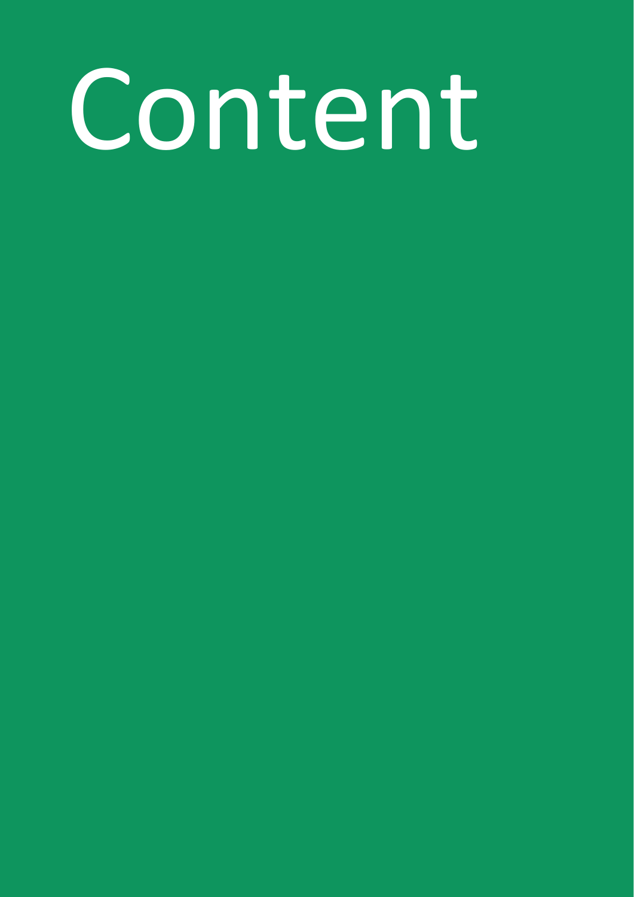# Content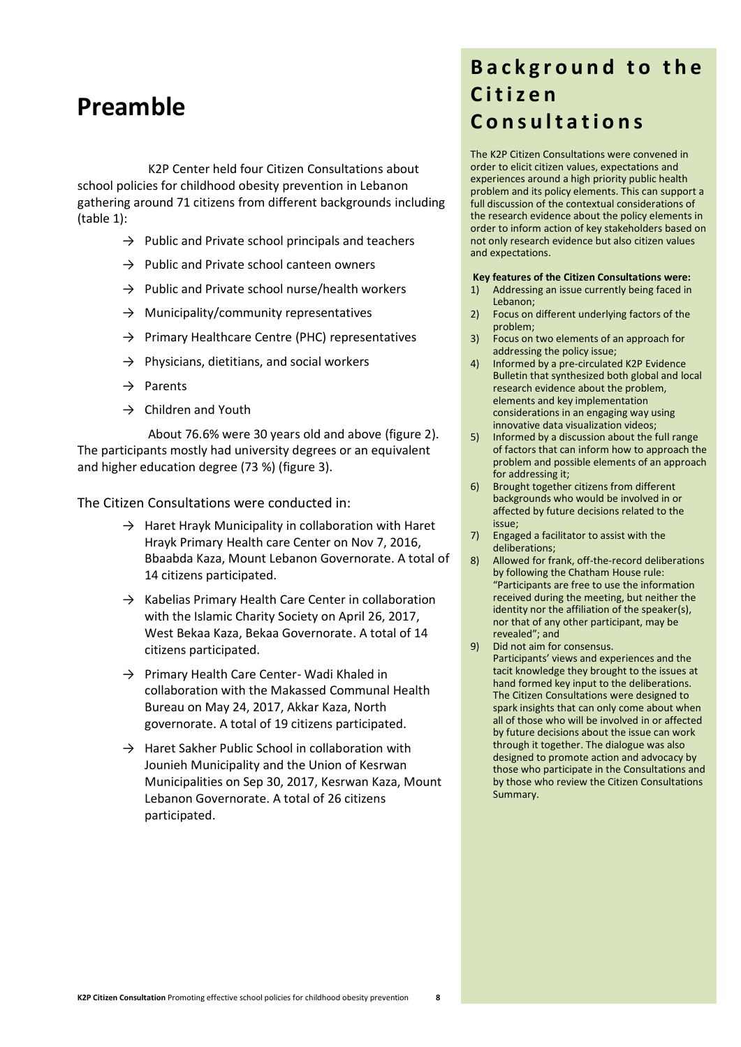# Preamble

K2P Center held four Citizen Consultations about school policies for childhood obesity prevention in Lebanon gathering around 71 citizens from different backgrounds including (table 1):

- → Public and Private school principals and teachers
- → Public and Private school canteen owners
- → Public and Private school nurse/health workers
- → Municipality/community representatives
- → Primary Healthcare Centre (PHC) representatives
- → Physicians, dietitians, and social workers
- → Parents
- → Children and Youth

About 76.6% were 30 years old and above (figure 2). The participants mostly had university degrees or an equivalent and higher education degree (73 %) (figure 3).

The Citizen Consultations were conducted in:

- → Haret Hrayk Municipality in collaboration with Haret Hrayk Primary Health care Center on Nov 7, 2016, Bbaabda Kaza, Mount Lebanon Governorate. A total of 14 citizens participated.
- → Kabelias Primary Health Care Center in collaboration with the Islamic Charity Society on April 26, 2017, West Bekaa Kaza, Bekaa Governorate. A total of 14 citizens participated.
- → Primary Health Care Center- Wadi Khaled in collaboration with the Makassed Communal Health Bureau on May 24, 2017, Akkar Kaza, North governorate. A total of 19 citizens participated.
- → Haret Sakher Public School in collaboration with Jounieh Municipality and the Union of Kesrwan Municipalities on Sep 30, 2017, Kesrwan Kaza, Mount Lebanon Governorate. A total of 26 citizens participated.

## Background to the Citizen Consultations

The K2P Citizen Consultations were convened in order to elicit citizen values, expectations and experiences around a high priority public health problem and its policy elements. This can support a full discussion of the contextual considerations of the research evidence about the policy elements in order to inform action of key stakeholders based on not only research evidence but also citizen values and expectations.

**Key features of the Citizen Consultations were:**

1) Addressing an issue currently being faced in Lebanon;
2) Focus on different underlying factors of the problem;
3) Focus on two elements of an approach for addressing the policy issue;
4) Informed by a pre-circulated K2P Evidence Bulletin that synthesized both global and local research evidence about the problem, elements and key implementation considerations in an engaging way using innovative data visualization videos;
5) Informed by a discussion about the full range of factors that can inform how to approach the problem and possible elements of an approach for addressing it;
6) Brought together citizens from different backgrounds who would be involved in or affected by future decisions related to the issue;
7) Engaged a facilitator to assist with the deliberations;
8) Allowed for frank, off-the-record deliberations by following the Chatham House rule: "Participants are free to use the information received during the meeting, but neither the identity nor the affiliation of the speaker(s), nor that of any other participant, may be revealed"; and
9) Did not aim for consensus.

Participants' views and experiences and the tacit knowledge they brought to the issues at hand formed key input to the deliberations. The Citizen Consultations were designed to spark insights that can only come about when all of those who will be involved in or affected by future decisions about the issue can work through it together. The dialogue was also designed to promote action and advocacy by those who participate in the Consultations and by those who review the Citizen Consultations Summary.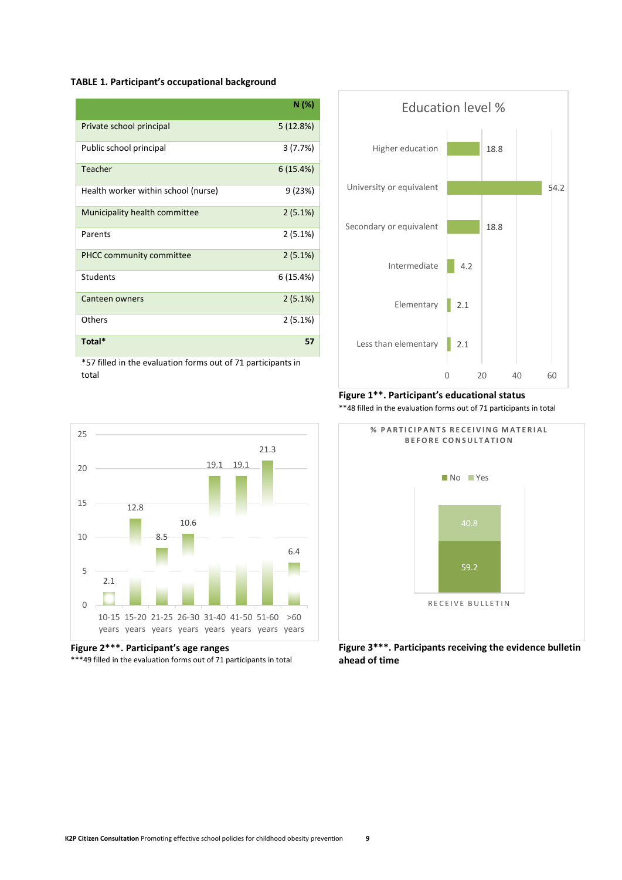**TABLE 1. Participant's occupational background**

| | N (%) |
|---|---|
| Private school principal | 5 (12.8%) |
| Public school principal | 3 (7.7%) |
| Teacher | 6 (15.4%) |
| Health worker within school (nurse) | 9 (23%) |
| Municipality health committee | 2 (5.1%) |
| Parents | 2 (5.1%) |
| PHCC community committee | 2 (5.1%) |
| Students | 6 (15.4%) |
| Canteen owners | 2 (5.1%) |
| Others | 2 (5.1%) |
| **Total*** | **57** |

*57 filled in the evaluation forms out of 71 participants in total

Education level %

| Education level | % |
|---|---|
| Higher education | 18.8 |
| University or equivalent | 54.2 |
| Secondary or equivalent | 18.8 |
| Intermediate | 4.2 |
| Elementary | 2.1 |
| Less than elementary | 2.1 |

**Figure 1**. Participant's educational status**

**48 filled in the evaluation forms out of 71 participants in total

| Age range | % |
|---|---|
| 10-15 years | 2.1 |
| 15-20 years | 12.8 |
| 21-25 years | 8.5 |
| 26-30 years | 10.6 |
| 31-40 years | 19.1 |
| 41-50 years | 19.1 |
| 51-60 years | 21.3 |
| >60 years | 6.4 |

**Figure 2***. Participant's age ranges**

***49 filled in the evaluation forms out of 71 participants in total

% PARTICIPANTS RECEIVING MATERIAL BEFORE CONSULTATION

| RECEIVE BULLETIN | % |
|---|---|
| No | 59.2 |
| Yes | 40.8 |

**Figure 3***. Participants receiving the evidence bulletin ahead of time**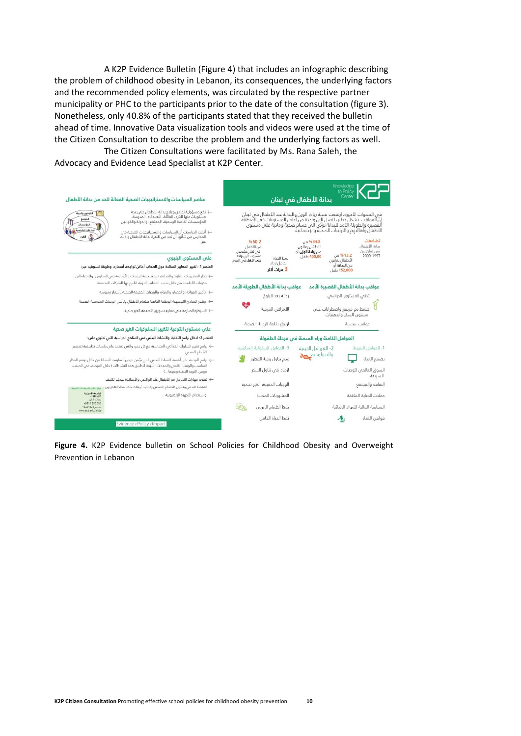A K2P Evidence Bulletin (Figure 4) that includes an infographic describing the problem of childhood obesity in Lebanon, its consequences, the underlying factors and the recommended policy elements, was circulated by the respective partner municipality or PHC to the participants prior to the date of the consultation (figure 3). Nonetheless, only 40.8% of the participants stated that they received the bulletin ahead of time. Innovative Data visualization tools and videos were used at the time of the Citizen Consultation to describe the problem and the underlying factors as well.

The Citizen Consultations were facilitated by Ms. Rana Saleh, the Advocacy and Evidence Lead Specialist at K2P Center.

**Figure 4.** K2P Evidence bulletin on School Policies for Childhood Obesity and Overweight Prevention in Lebanon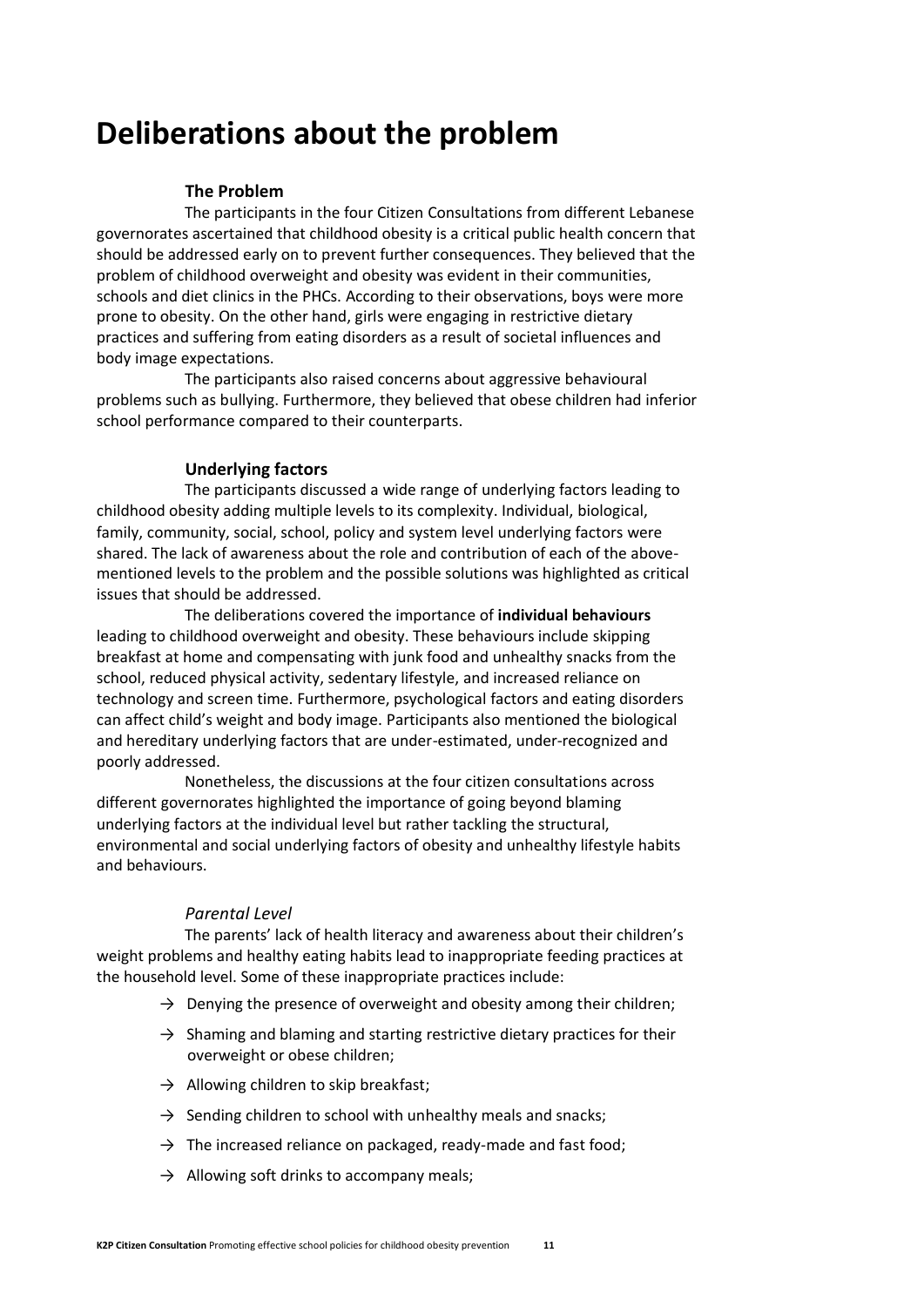# Deliberations about the problem

### The Problem

The participants in the four Citizen Consultations from different Lebanese governorates ascertained that childhood obesity is a critical public health concern that should be addressed early on to prevent further consequences. They believed that the problem of childhood overweight and obesity was evident in their communities, schools and diet clinics in the PHCs. According to their observations, boys were more prone to obesity. On the other hand, girls were engaging in restrictive dietary practices and suffering from eating disorders as a result of societal influences and body image expectations.

The participants also raised concerns about aggressive behavioural problems such as bullying. Furthermore, they believed that obese children had inferior school performance compared to their counterparts.

### Underlying factors

The participants discussed a wide range of underlying factors leading to childhood obesity adding multiple levels to its complexity. Individual, biological, family, community, social, school, policy and system level underlying factors were shared. The lack of awareness about the role and contribution of each of the above-mentioned levels to the problem and the possible solutions was highlighted as critical issues that should be addressed.

The deliberations covered the importance of **individual behaviours** leading to childhood overweight and obesity. These behaviours include skipping breakfast at home and compensating with junk food and unhealthy snacks from the school, reduced physical activity, sedentary lifestyle, and increased reliance on technology and screen time. Furthermore, psychological factors and eating disorders can affect child's weight and body image. Participants also mentioned the biological and hereditary underlying factors that are under-estimated, under-recognized and poorly addressed.

Nonetheless, the discussions at the four citizen consultations across different governorates highlighted the importance of going beyond blaming underlying factors at the individual level but rather tackling the structural, environmental and social underlying factors of obesity and unhealthy lifestyle habits and behaviours.

#### *Parental Level*

The parents' lack of health literacy and awareness about their children's weight problems and healthy eating habits lead to inappropriate feeding practices at the household level. Some of these inappropriate practices include:

- → Denying the presence of overweight and obesity among their children;
- → Shaming and blaming and starting restrictive dietary practices for their overweight or obese children;
- → Allowing children to skip breakfast;
- → Sending children to school with unhealthy meals and snacks;
- → The increased reliance on packaged, ready-made and fast food;
- → Allowing soft drinks to accompany meals;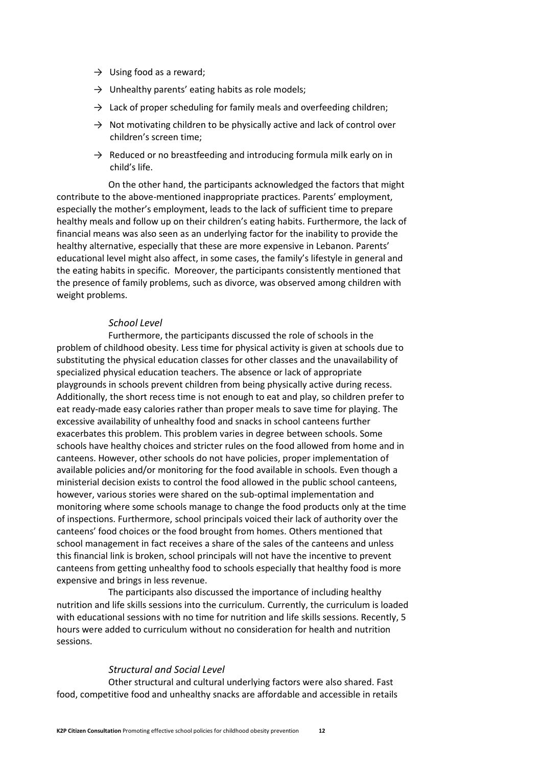- → Using food as a reward;
- → Unhealthy parents' eating habits as role models;
- → Lack of proper scheduling for family meals and overfeeding children;
- → Not motivating children to be physically active and lack of control over children's screen time;
- → Reduced or no breastfeeding and introducing formula milk early on in child's life.

On the other hand, the participants acknowledged the factors that might contribute to the above-mentioned inappropriate practices. Parents' employment, especially the mother's employment, leads to the lack of sufficient time to prepare healthy meals and follow up on their children's eating habits. Furthermore, the lack of financial means was also seen as an underlying factor for the inability to provide the healthy alternative, especially that these are more expensive in Lebanon. Parents' educational level might also affect, in some cases, the family's lifestyle in general and the eating habits in specific. Moreover, the participants consistently mentioned that the presence of family problems, such as divorce, was observed among children with weight problems.

*School Level*

Furthermore, the participants discussed the role of schools in the problem of childhood obesity. Less time for physical activity is given at schools due to substituting the physical education classes for other classes and the unavailability of specialized physical education teachers. The absence or lack of appropriate playgrounds in schools prevent children from being physically active during recess. Additionally, the short recess time is not enough to eat and play, so children prefer to eat ready-made easy calories rather than proper meals to save time for playing. The excessive availability of unhealthy food and snacks in school canteens further exacerbates this problem. This problem varies in degree between schools. Some schools have healthy choices and stricter rules on the food allowed from home and in canteens. However, other schools do not have policies, proper implementation of available policies and/or monitoring for the food available in schools. Even though a ministerial decision exists to control the food allowed in the public school canteens, however, various stories were shared on the sub-optimal implementation and monitoring where some schools manage to change the food products only at the time of inspections. Furthermore, school principals voiced their lack of authority over the canteens' food choices or the food brought from homes. Others mentioned that school management in fact receives a share of the sales of the canteens and unless this financial link is broken, school principals will not have the incentive to prevent canteens from getting unhealthy food to schools especially that healthy food is more expensive and brings in less revenue.

The participants also discussed the importance of including healthy nutrition and life skills sessions into the curriculum. Currently, the curriculum is loaded with educational sessions with no time for nutrition and life skills sessions. Recently, 5 hours were added to curriculum without no consideration for health and nutrition sessions.

*Structural and Social Level*

Other structural and cultural underlying factors were also shared. Fast food, competitive food and unhealthy snacks are affordable and accessible in retails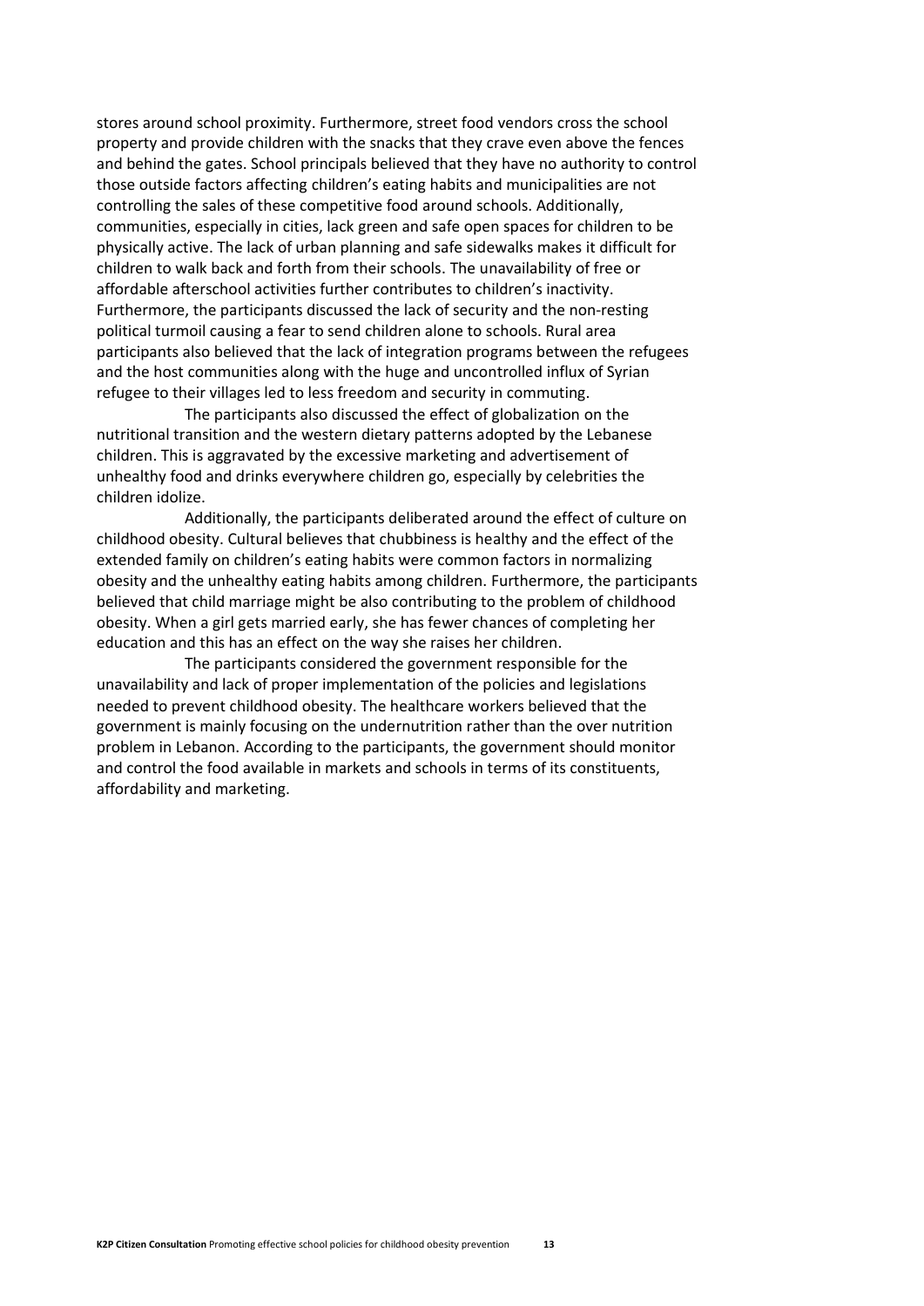stores around school proximity. Furthermore, street food vendors cross the school property and provide children with the snacks that they crave even above the fences and behind the gates. School principals believed that they have no authority to control those outside factors affecting children's eating habits and municipalities are not controlling the sales of these competitive food around schools. Additionally, communities, especially in cities, lack green and safe open spaces for children to be physically active. The lack of urban planning and safe sidewalks makes it difficult for children to walk back and forth from their schools. The unavailability of free or affordable afterschool activities further contributes to children's inactivity. Furthermore, the participants discussed the lack of security and the non-resting political turmoil causing a fear to send children alone to schools. Rural area participants also believed that the lack of integration programs between the refugees and the host communities along with the huge and uncontrolled influx of Syrian refugee to their villages led to less freedom and security in commuting.

The participants also discussed the effect of globalization on the nutritional transition and the western dietary patterns adopted by the Lebanese children. This is aggravated by the excessive marketing and advertisement of unhealthy food and drinks everywhere children go, especially by celebrities the children idolize.

Additionally, the participants deliberated around the effect of culture on childhood obesity. Cultural believes that chubbiness is healthy and the effect of the extended family on children's eating habits were common factors in normalizing obesity and the unhealthy eating habits among children. Furthermore, the participants believed that child marriage might be also contributing to the problem of childhood obesity. When a girl gets married early, she has fewer chances of completing her education and this has an effect on the way she raises her children.

The participants considered the government responsible for the unavailability and lack of proper implementation of the policies and legislations needed to prevent childhood obesity. The healthcare workers believed that the government is mainly focusing on the undernutrition rather than the over nutrition problem in Lebanon. According to the participants, the government should monitor and control the food available in markets and schools in terms of its constituents, affordability and marketing.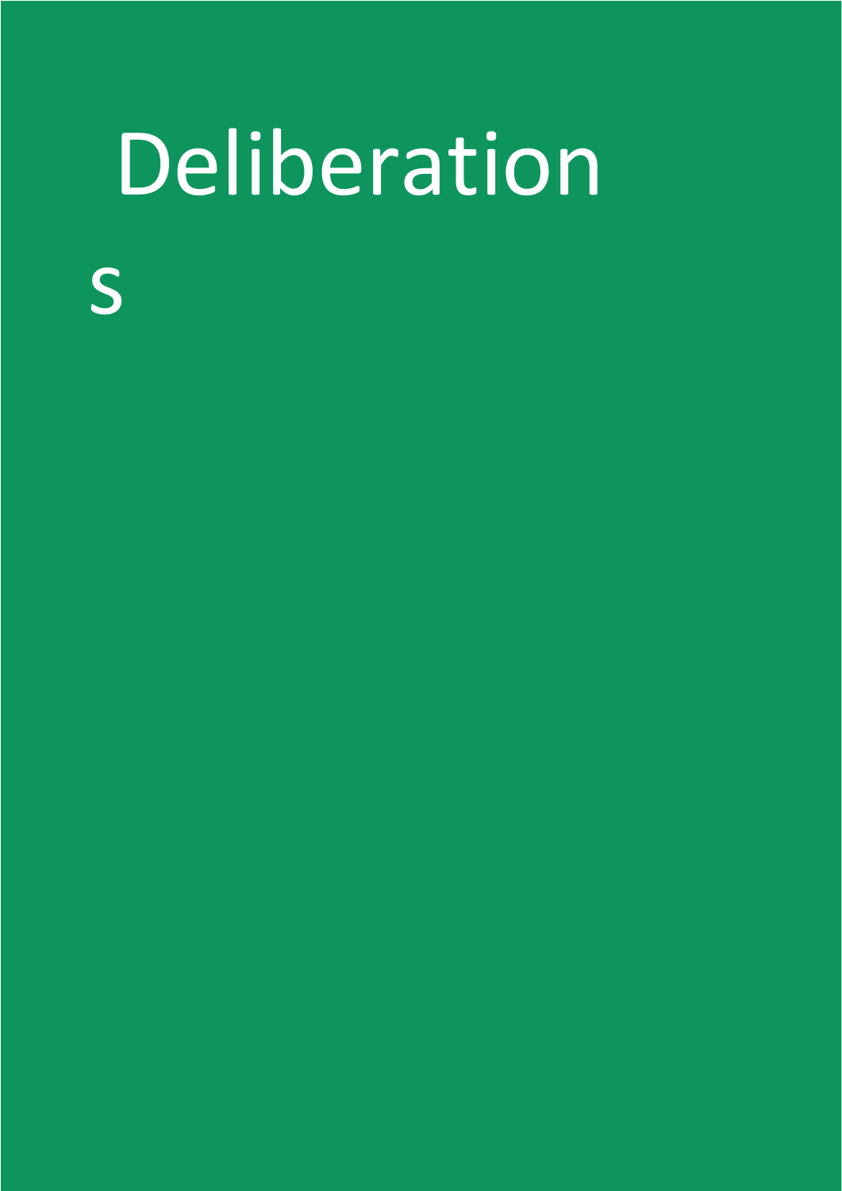# Deliberations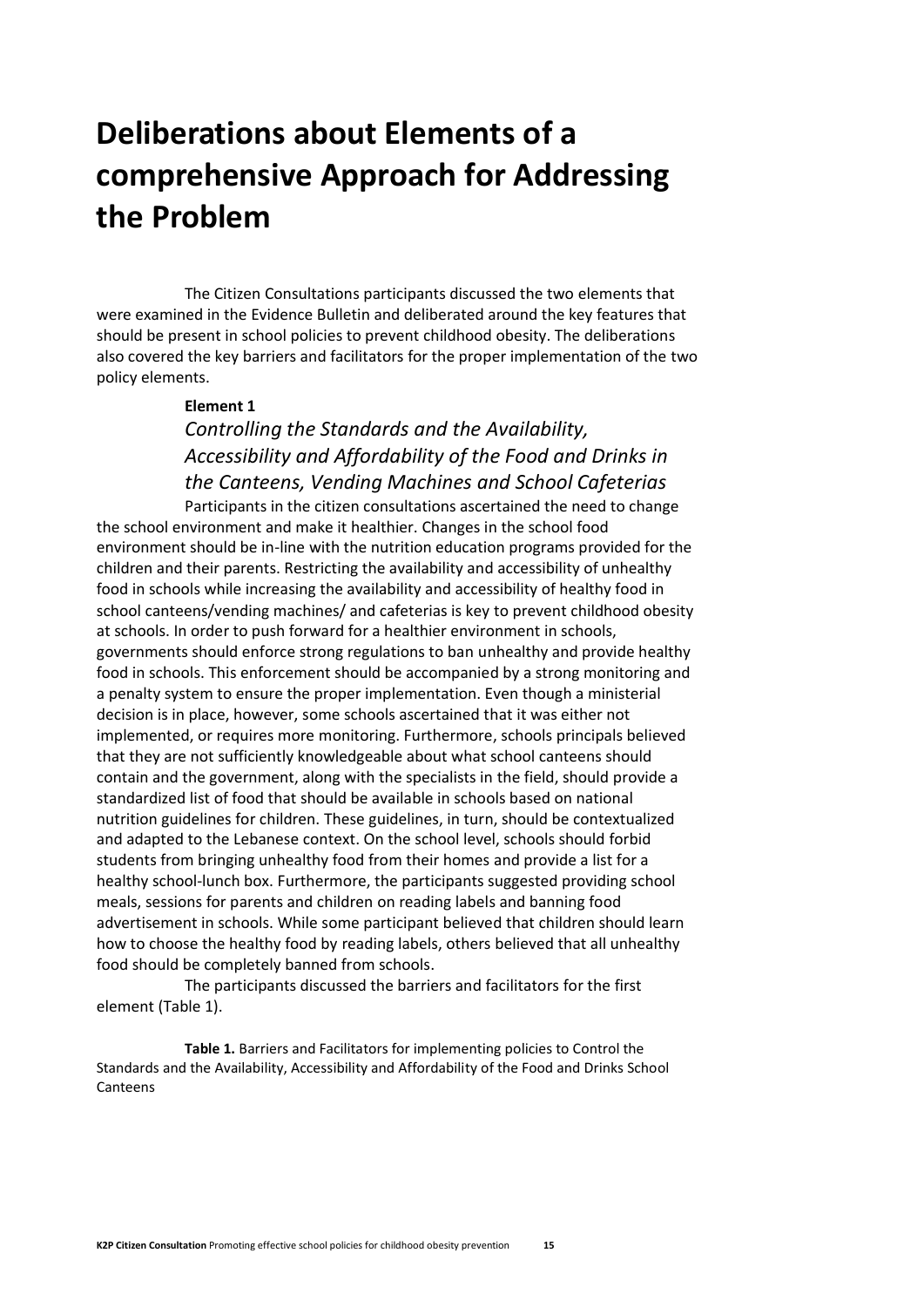# Deliberations about Elements of a comprehensive Approach for Addressing the Problem

The Citizen Consultations participants discussed the two elements that were examined in the Evidence Bulletin and deliberated around the key features that should be present in school policies to prevent childhood obesity. The deliberations also covered the key barriers and facilitators for the proper implementation of the two policy elements.

**Element 1**

*Controlling the Standards and the Availability, Accessibility and Affordability of the Food and Drinks in the Canteens, Vending Machines and School Cafeterias*

Participants in the citizen consultations ascertained the need to change the school environment and make it healthier. Changes in the school food environment should be in-line with the nutrition education programs provided for the children and their parents. Restricting the availability and accessibility of unhealthy food in schools while increasing the availability and accessibility of healthy food in school canteens/vending machines/ and cafeterias is key to prevent childhood obesity at schools. In order to push forward for a healthier environment in schools, governments should enforce strong regulations to ban unhealthy and provide healthy food in schools. This enforcement should be accompanied by a strong monitoring and a penalty system to ensure the proper implementation. Even though a ministerial decision is in place, however, some schools ascertained that it was either not implemented, or requires more monitoring. Furthermore, schools principals believed that they are not sufficiently knowledgeable about what school canteens should contain and the government, along with the specialists in the field, should provide a standardized list of food that should be available in schools based on national nutrition guidelines for children. These guidelines, in turn, should be contextualized and adapted to the Lebanese context. On the school level, schools should forbid students from bringing unhealthy food from their homes and provide a list for a healthy school-lunch box. Furthermore, the participants suggested providing school meals, sessions for parents and children on reading labels and banning food advertisement in schools. While some participant believed that children should learn how to choose the healthy food by reading labels, others believed that all unhealthy food should be completely banned from schools.

The participants discussed the barriers and facilitators for the first element (Table 1).

**Table 1.** Barriers and Facilitators for implementing policies to Control the Standards and the Availability, Accessibility and Affordability of the Food and Drinks School Canteens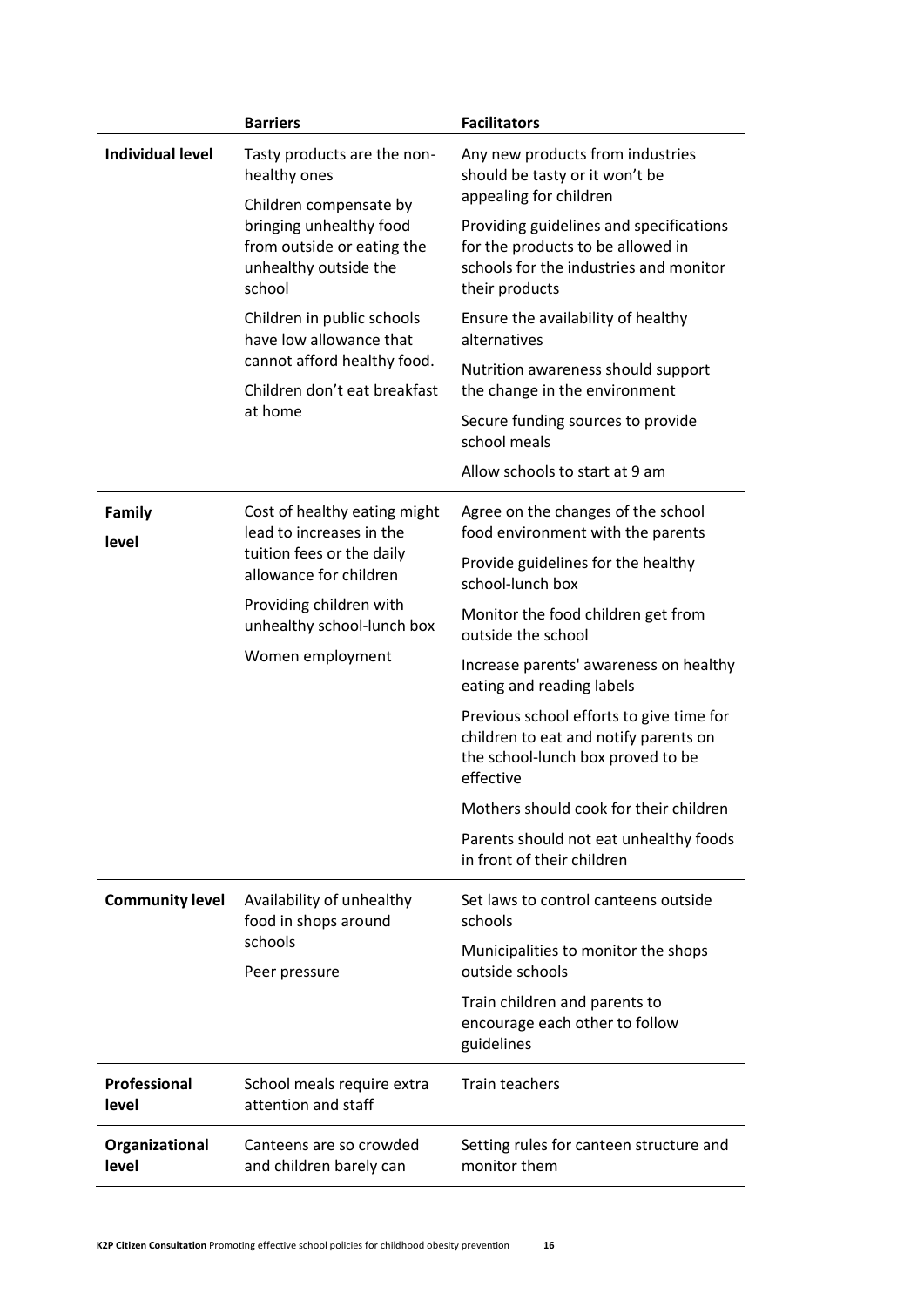| | Barriers | Facilitators |
|---|---|---|
| **Individual level** | Tasty products are the non-healthy ones<br>Children compensate by bringing unhealthy food from outside or eating the unhealthy outside the school<br>Children in public schools have low allowance that cannot afford healthy food.<br>Children don't eat breakfast at home | Any new products from industries should be tasty or it won't be appealing for children<br>Providing guidelines and specifications for the products to be allowed in schools for the industries and monitor their products<br>Ensure the availability of healthy alternatives<br>Nutrition awareness should support the change in the environment<br>Secure funding sources to provide school meals<br>Allow schools to start at 9 am |
| **Family level** | Cost of healthy eating might lead to increases in the tuition fees or the daily allowance for children<br>Providing children with unhealthy school-lunch box<br>Women employment | Agree on the changes of the school food environment with the parents<br>Provide guidelines for the healthy school-lunch box<br>Monitor the food children get from outside the school<br>Increase parents' awareness on healthy eating and reading labels<br>Previous school efforts to give time for children to eat and notify parents on the school-lunch box proved to be effective<br>Mothers should cook for their children<br>Parents should not eat unhealthy foods in front of their children |
| **Community level** | Availability of unhealthy food in shops around schools<br>Peer pressure | Set laws to control canteens outside schools<br>Municipalities to monitor the shops outside schools<br>Train children and parents to encourage each other to follow guidelines |
| **Professional level** | School meals require extra attention and staff | Train teachers |
| **Organizational level** | Canteens are so crowded and children barely can | Setting rules for canteen structure and monitor them |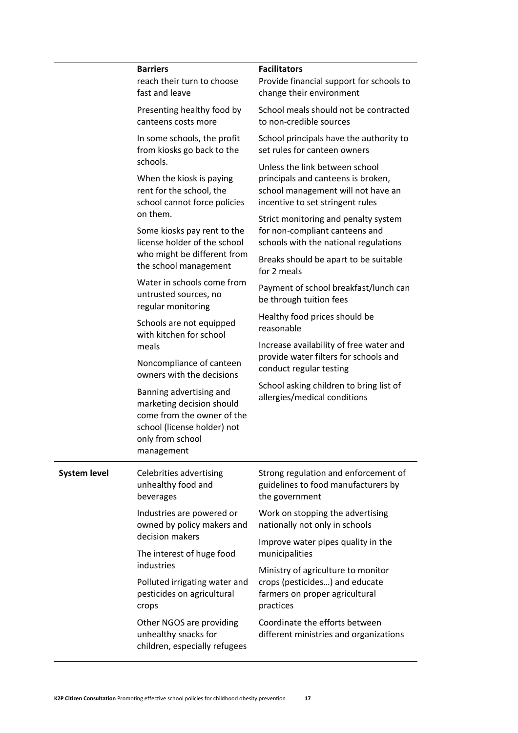| | Barriers | Facilitators |
|---|---|---|
| | reach their turn to choose fast and leave | Provide financial support for schools to change their environment |
| | Presenting healthy food by canteens costs more | School meals should not be contracted to non-credible sources |
| | In some schools, the profit from kiosks go back to the schools. | School principals have the authority to set rules for canteen owners |
| | When the kiosk is paying rent for the school, the school cannot force policies on them. | Unless the link between school principals and canteens is broken, school management will not have an incentive to set stringent rules |
| | Some kiosks pay rent to the license holder of the school who might be different from the school management | Strict monitoring and penalty system for non-compliant canteens and schools with the national regulations |
| | Water in schools come from untrusted sources, no regular monitoring | Breaks should be apart to be suitable for 2 meals |
| | Schools are not equipped with kitchen for school meals | Payment of school breakfast/lunch can be through tuition fees |
| | Noncompliance of canteen owners with the decisions | Healthy food prices should be reasonable |
| | Banning advertising and marketing decision should come from the owner of the school (license holder) not only from school management | Increase availability of free water and provide water filters for schools and conduct regular testing |
| | | School asking children to bring list of allergies/medical conditions |
| **System level** | Celebrities advertising unhealthy food and beverages | Strong regulation and enforcement of guidelines to food manufacturers by the government |
| | Industries are powered or owned by policy makers and decision makers | Work on stopping the advertising nationally not only in schools |
| | The interest of huge food industries | Improve water pipes quality in the municipalities |
| | Polluted irrigating water and pesticides on agricultural crops | Ministry of agriculture to monitor crops (pesticides…) and educate farmers on proper agricultural practices |
| | Other NGOS are providing unhealthy snacks for children, especially refugees | Coordinate the efforts between different ministries and organizations |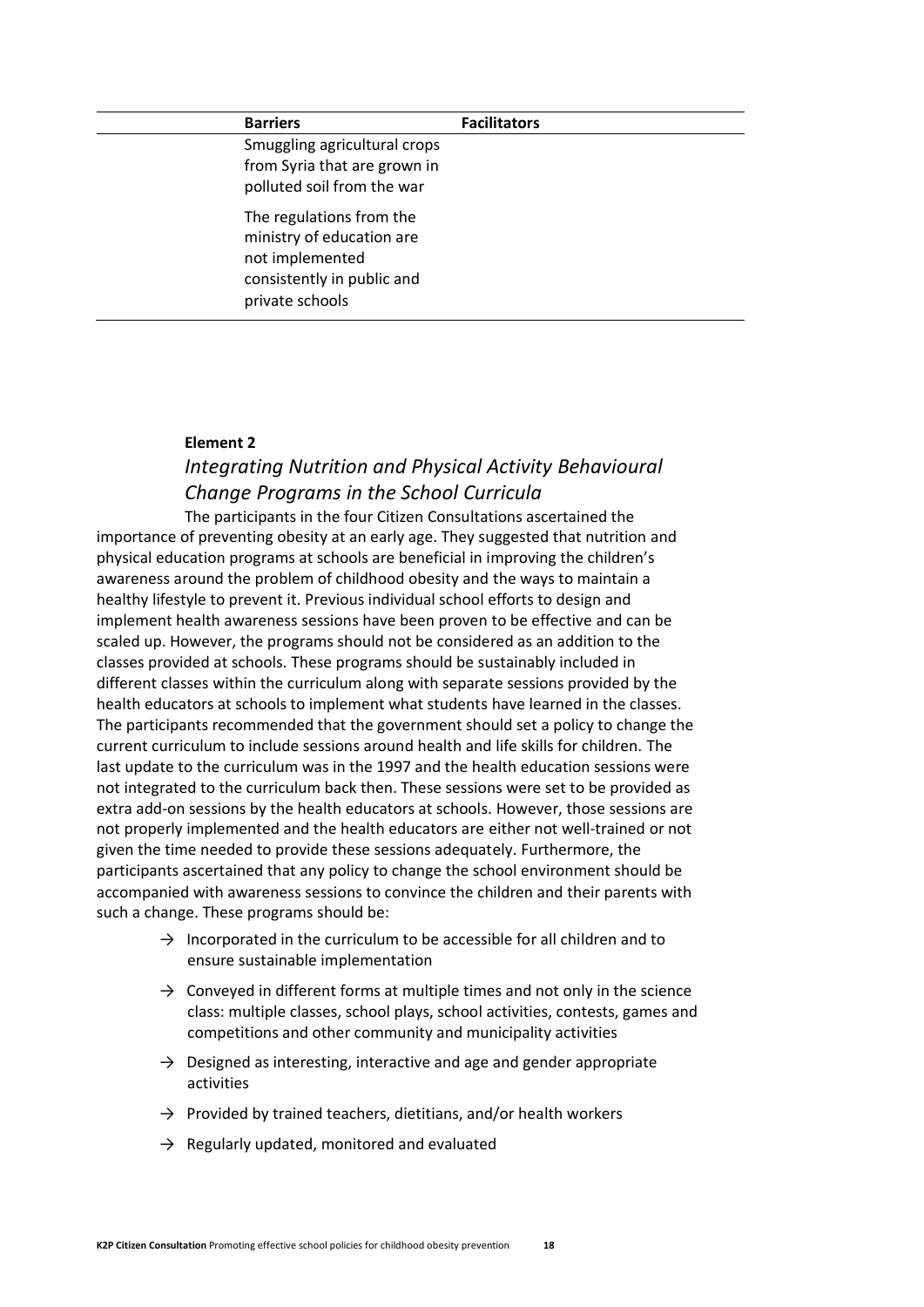| Barriers | Facilitators |
| --- | --- |
| Smuggling agricultural crops from Syria that are grown in polluted soil from the war | |
| The regulations from the ministry of education are not implemented consistently in public and private schools | |

**Element 2**

## *Integrating Nutrition and Physical Activity Behavioural Change Programs in the School Curricula*

The participants in the four Citizen Consultations ascertained the importance of preventing obesity at an early age. They suggested that nutrition and physical education programs at schools are beneficial in improving the children's awareness around the problem of childhood obesity and the ways to maintain a healthy lifestyle to prevent it. Previous individual school efforts to design and implement health awareness sessions have been proven to be effective and can be scaled up. However, the programs should not be considered as an addition to the classes provided at schools. These programs should be sustainably included in different classes within the curriculum along with separate sessions provided by the health educators at schools to implement what students have learned in the classes. The participants recommended that the government should set a policy to change the current curriculum to include sessions around health and life skills for children. The last update to the curriculum was in the 1997 and the health education sessions were not integrated to the curriculum back then. These sessions were set to be provided as extra add-on sessions by the health educators at schools. However, those sessions are not properly implemented and the health educators are either not well-trained or not given the time needed to provide these sessions adequately. Furthermore, the participants ascertained that any policy to change the school environment should be accompanied with awareness sessions to convince the children and their parents with such a change. These programs should be:

- → Incorporated in the curriculum to be accessible for all children and to ensure sustainable implementation
- → Conveyed in different forms at multiple times and not only in the science class: multiple classes, school plays, school activities, contests, games and competitions and other community and municipality activities
- → Designed as interesting, interactive and age and gender appropriate activities
- → Provided by trained teachers, dietitians, and/or health workers
- → Regularly updated, monitored and evaluated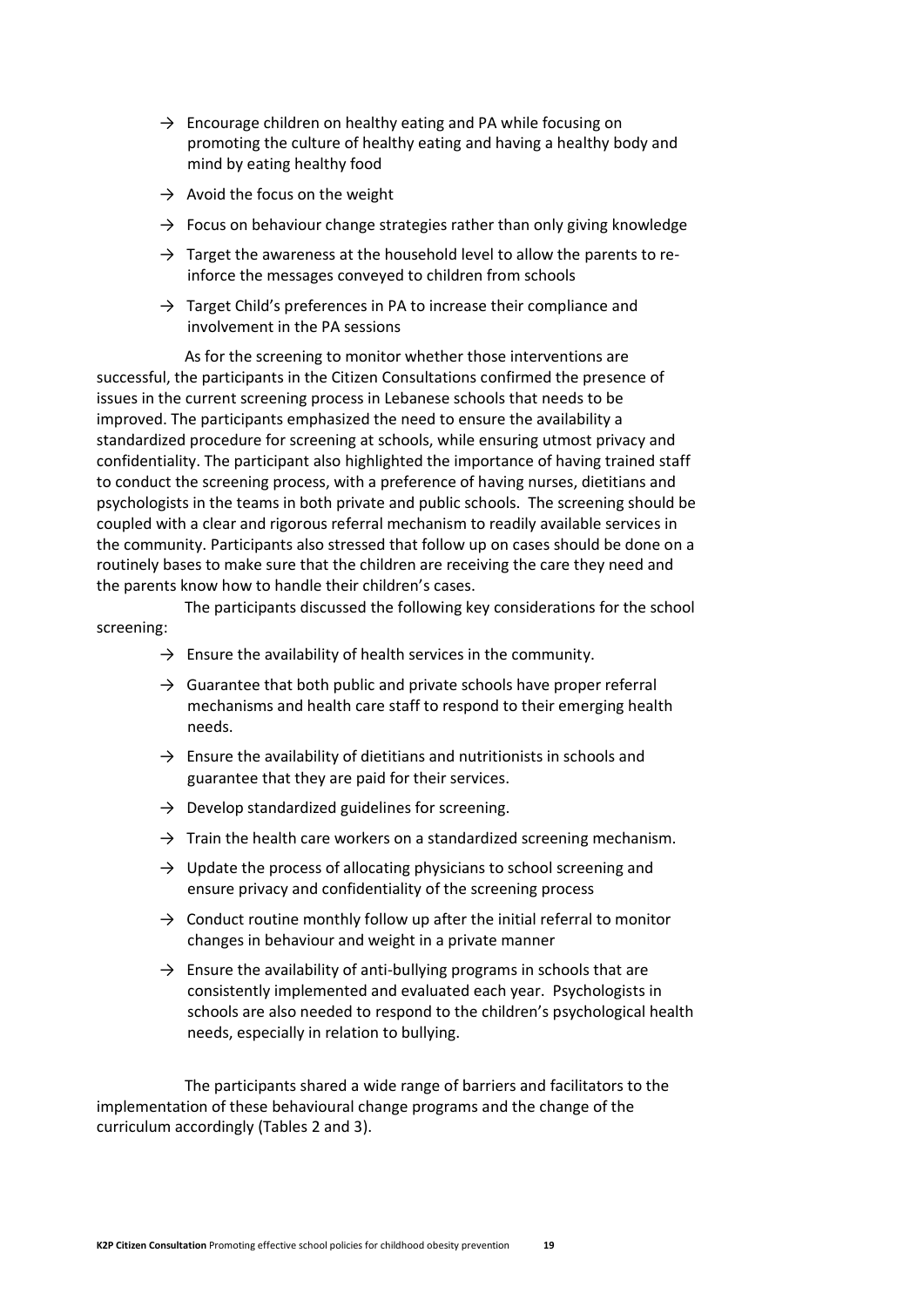→ Encourage children on healthy eating and PA while focusing on promoting the culture of healthy eating and having a healthy body and mind by eating healthy food

→ Avoid the focus on the weight

→ Focus on behaviour change strategies rather than only giving knowledge

→ Target the awareness at the household level to allow the parents to re-inforce the messages conveyed to children from schools

→ Target Child's preferences in PA to increase their compliance and involvement in the PA sessions

As for the screening to monitor whether those interventions are successful, the participants in the Citizen Consultations confirmed the presence of issues in the current screening process in Lebanese schools that needs to be improved. The participants emphasized the need to ensure the availability a standardized procedure for screening at schools, while ensuring utmost privacy and confidentiality. The participant also highlighted the importance of having trained staff to conduct the screening process, with a preference of having nurses, dietitians and psychologists in the teams in both private and public schools. The screening should be coupled with a clear and rigorous referral mechanism to readily available services in the community. Participants also stressed that follow up on cases should be done on a routinely bases to make sure that the children are receiving the care they need and the parents know how to handle their children's cases.

The participants discussed the following key considerations for the school screening:

→ Ensure the availability of health services in the community.

→ Guarantee that both public and private schools have proper referral mechanisms and health care staff to respond to their emerging health needs.

→ Ensure the availability of dietitians and nutritionists in schools and guarantee that they are paid for their services.

→ Develop standardized guidelines for screening.

→ Train the health care workers on a standardized screening mechanism.

→ Update the process of allocating physicians to school screening and ensure privacy and confidentiality of the screening process

→ Conduct routine monthly follow up after the initial referral to monitor changes in behaviour and weight in a private manner

→ Ensure the availability of anti-bullying programs in schools that are consistently implemented and evaluated each year. Psychologists in schools are also needed to respond to the children's psychological health needs, especially in relation to bullying.

The participants shared a wide range of barriers and facilitators to the implementation of these behavioural change programs and the change of the curriculum accordingly (Tables 2 and 3).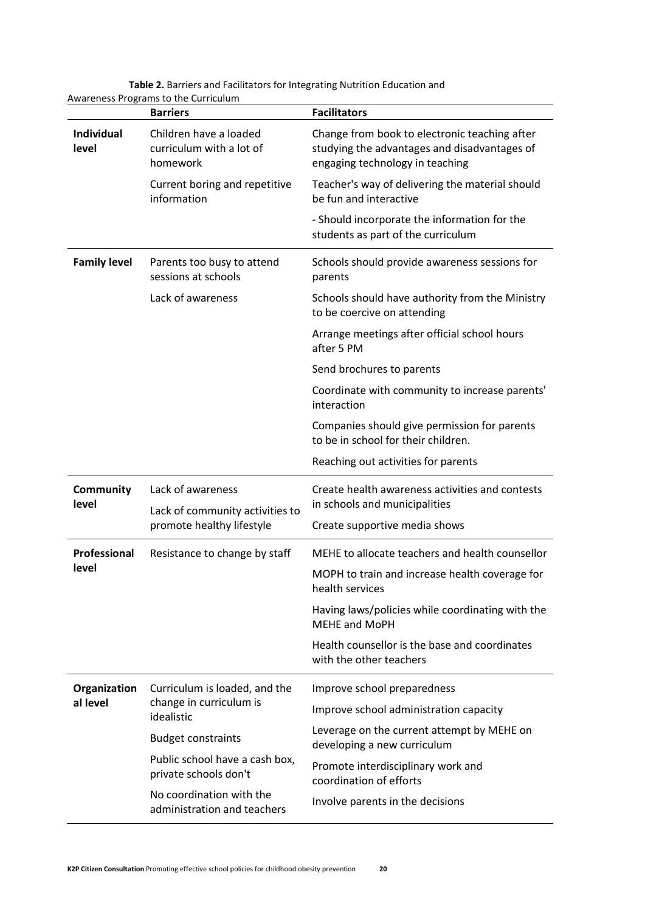**Table 2.** Barriers and Facilitators for Integrating Nutrition Education and Awareness Programs to the Curriculum

| | Barriers | Facilitators |
|---|---|---|
| **Individual level** | Children have a loaded curriculum with a lot of homework | Change from book to electronic teaching after studying the advantages and disadvantages of engaging technology in teaching |
| | Current boring and repetitive information | Teacher's way of delivering the material should be fun and interactive |
| | | - Should incorporate the information for the students as part of the curriculum |
| **Family level** | Parents too busy to attend sessions at schools | Schools should provide awareness sessions for parents |
| | Lack of awareness | Schools should have authority from the Ministry to be coercive on attending |
| | | Arrange meetings after official school hours after 5 PM |
| | | Send brochures to parents |
| | | Coordinate with community to increase parents' interaction |
| | | Companies should give permission for parents to be in school for their children. |
| | | Reaching out activities for parents |
| **Community level** | Lack of awareness | Create health awareness activities and contests in schools and municipalities |
| | Lack of community activities to promote healthy lifestyle | Create supportive media shows |
| **Professional level** | Resistance to change by staff | MEHE to allocate teachers and health counsellor |
| | | MOPH to train and increase health coverage for health services |
| | | Having laws/policies while coordinating with the MEHE and MoPH |
| | | Health counsellor is the base and coordinates with the other teachers |
| **Organizational level** | Curriculum is loaded, and the change in curriculum is idealistic | Improve school preparedness |
| | Budget constraints | Improve school administration capacity |
| | Public school have a cash box, private schools don't | Leverage on the current attempt by MEHE on developing a new curriculum |
| | No coordination with the administration and teachers | Promote interdisciplinary work and coordination of efforts |
| | | Involve parents in the decisions |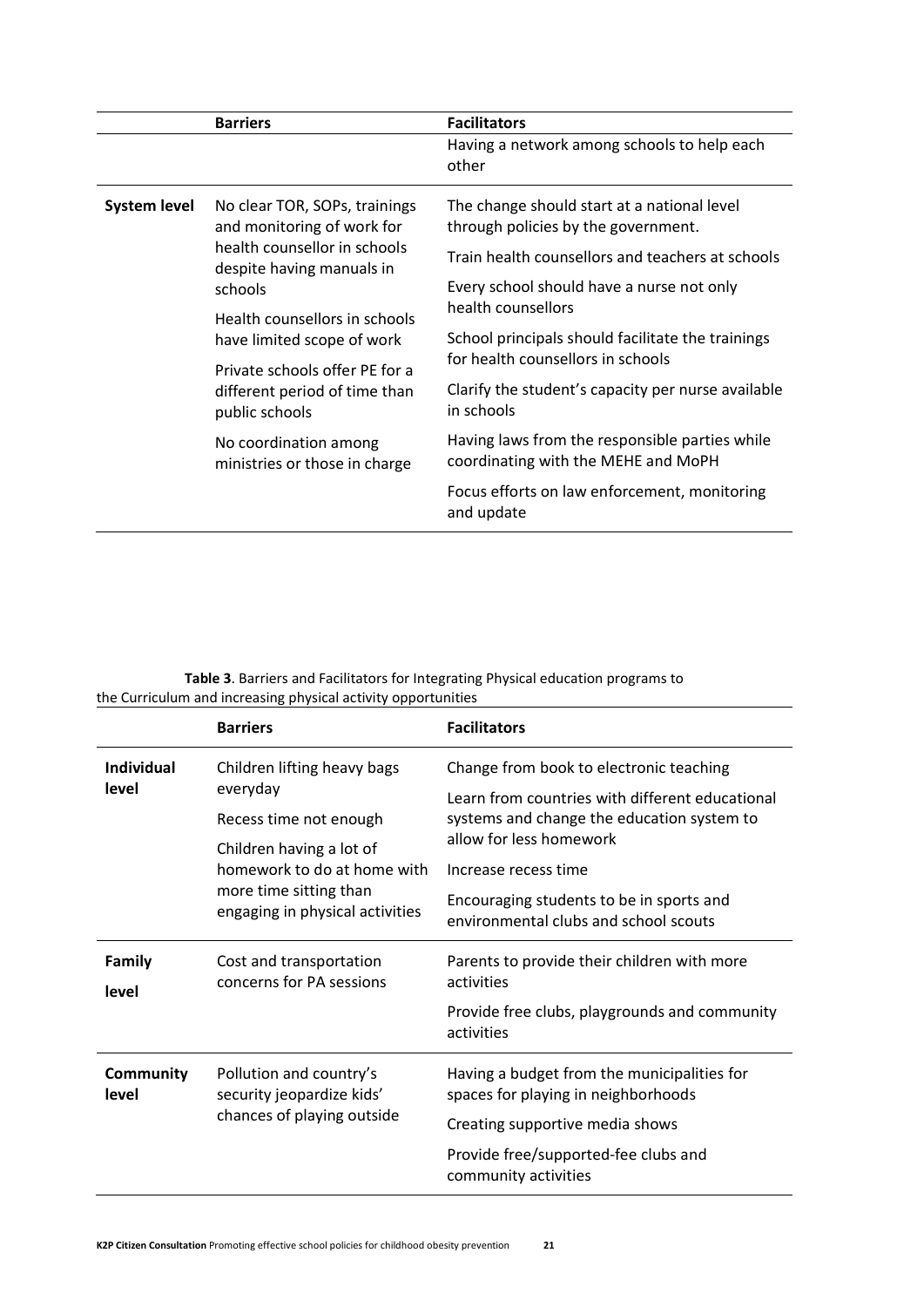| | Barriers | Facilitators |
|---|---|---|
| | | Having a network among schools to help each other |
| **System level** | No clear TOR, SOPs, trainings and monitoring of work for health counsellor in schools despite having manuals in schools<br><br>Health counsellors in schools have limited scope of work<br><br>Private schools offer PE for a different period of time than public schools<br><br>No coordination among ministries or those in charge | The change should start at a national level through policies by the government.<br><br>Train health counsellors and teachers at schools<br><br>Every school should have a nurse not only health counsellors<br><br>School principals should facilitate the trainings for health counsellors in schools<br><br>Clarify the student's capacity per nurse available in schools<br><br>Having laws from the responsible parties while coordinating with the MEHE and MoPH<br><br>Focus efforts on law enforcement, monitoring and update |

**Table 3**. Barriers and Facilitators for Integrating Physical education programs to the Curriculum and increasing physical activity opportunities

| | Barriers | Facilitators |
|---|---|---|
| **Individual level** | Children lifting heavy bags everyday<br><br>Recess time not enough<br><br>Children having a lot of homework to do at home with more time sitting than engaging in physical activities | Change from book to electronic teaching<br><br>Learn from countries with different educational systems and change the education system to allow for less homework<br><br>Increase recess time<br><br>Encouraging students to be in sports and environmental clubs and school scouts |
| **Family level** | Cost and transportation concerns for PA sessions | Parents to provide their children with more activities<br><br>Provide free clubs, playgrounds and community activities |
| **Community level** | Pollution and country's security jeopardize kids' chances of playing outside | Having a budget from the municipalities for spaces for playing in neighborhoods<br><br>Creating supportive media shows<br><br>Provide free/supported-fee clubs and community activities |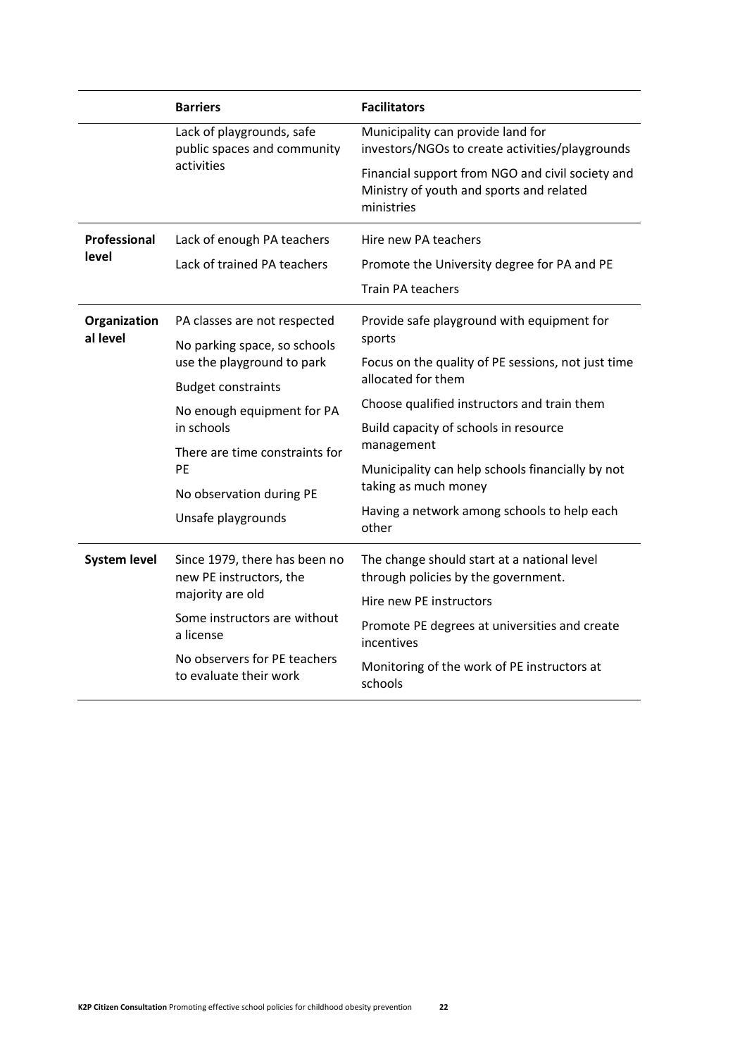| | Barriers | Facilitators |
|---|---|---|
| | Lack of playgrounds, safe public spaces and community activities | Municipality can provide land for investors/NGOs to create activities/playgrounds<br><br>Financial support from NGO and civil society and Ministry of youth and sports and related ministries |
| **Professional level** | Lack of enough PA teachers<br><br>Lack of trained PA teachers | Hire new PA teachers<br><br>Promote the University degree for PA and PE<br><br>Train PA teachers |
| **Organizational level** | PA classes are not respected<br><br>No parking space, so schools use the playground to park<br><br>Budget constraints<br><br>No enough equipment for PA in schools<br><br>There are time constraints for PE<br><br>No observation during PE<br><br>Unsafe playgrounds | Provide safe playground with equipment for sports<br><br>Focus on the quality of PE sessions, not just time allocated for them<br><br>Choose qualified instructors and train them<br><br>Build capacity of schools in resource management<br><br>Municipality can help schools financially by not taking as much money<br><br>Having a network among schools to help each other |
| **System level** | Since 1979, there has been no new PE instructors, the majority are old<br><br>Some instructors are without a license<br><br>No observers for PE teachers to evaluate their work | The change should start at a national level through policies by the government.<br><br>Hire new PE instructors<br><br>Promote PE degrees at universities and create incentives<br><br>Monitoring of the work of PE instructors at schools |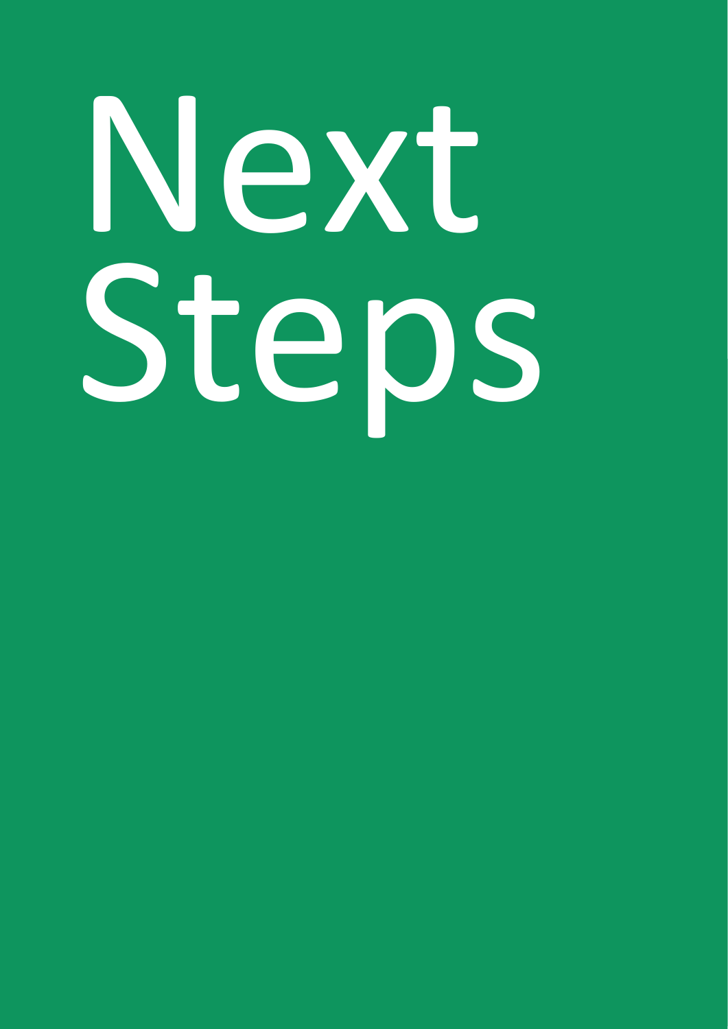# Next Steps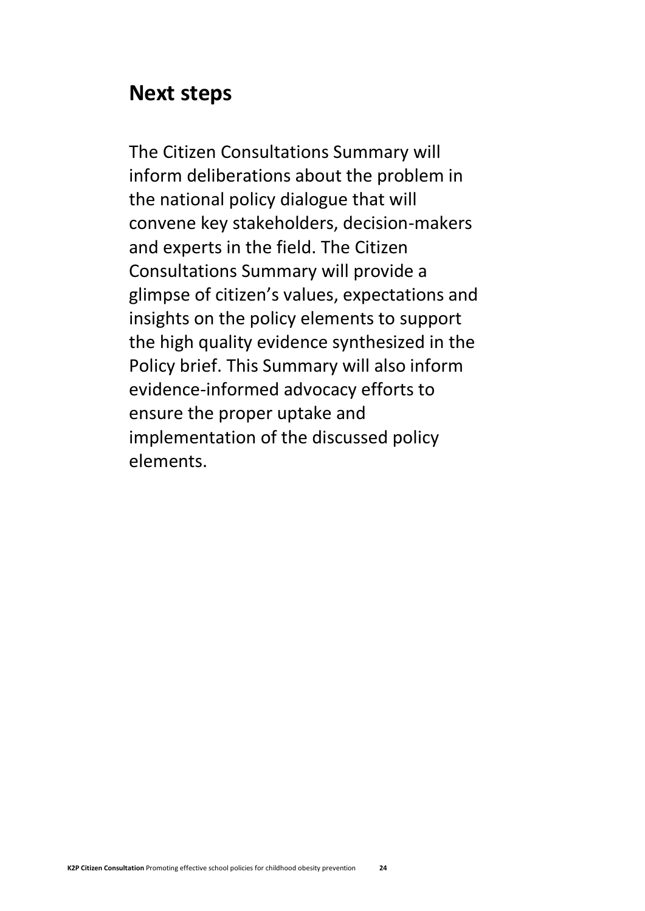## Next steps

The Citizen Consultations Summary will inform deliberations about the problem in the national policy dialogue that will convene key stakeholders, decision-makers and experts in the field. The Citizen Consultations Summary will provide a glimpse of citizen's values, expectations and insights on the policy elements to support the high quality evidence synthesized in the Policy brief. This Summary will also inform evidence-informed advocacy efforts to ensure the proper uptake and implementation of the discussed policy elements.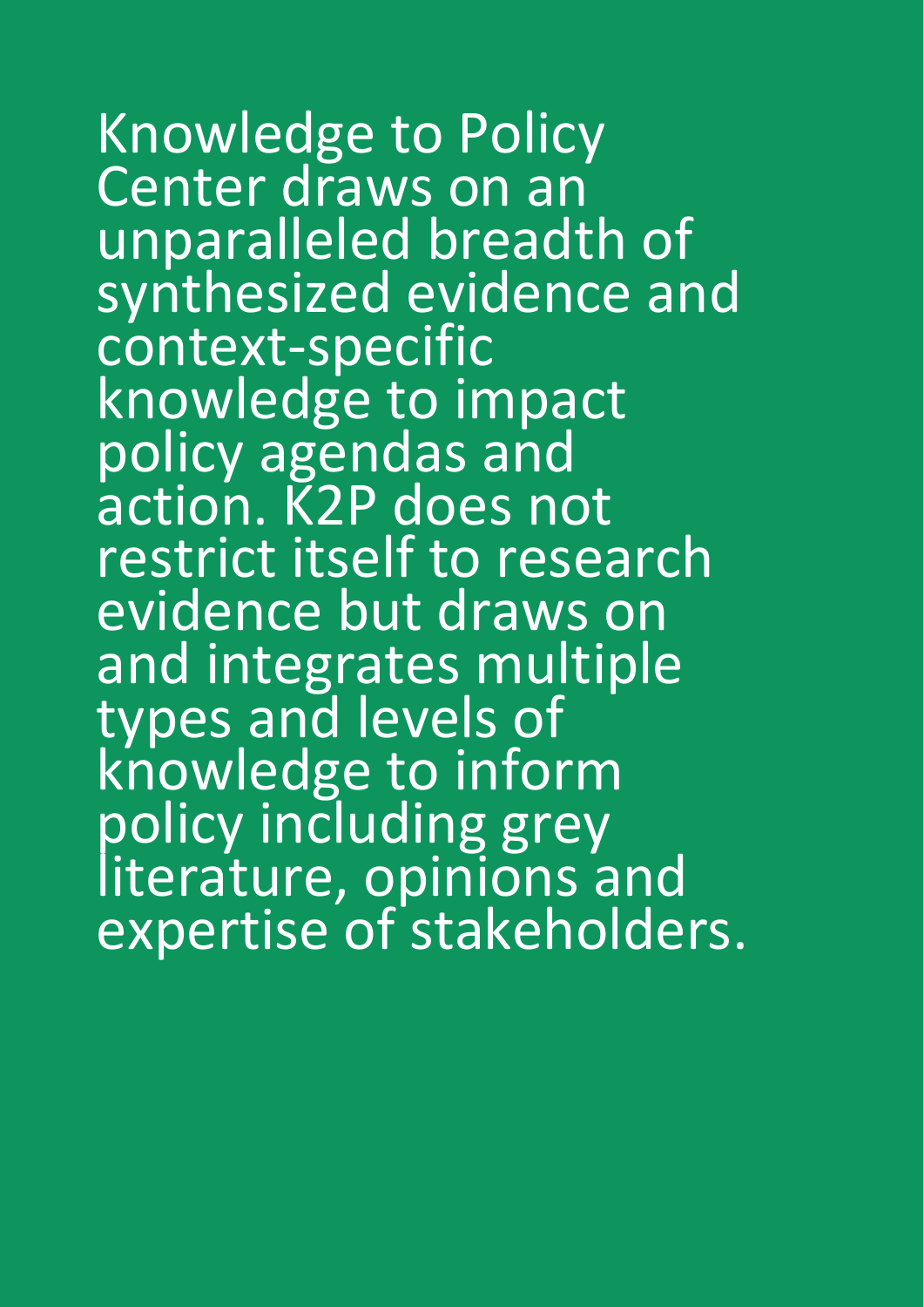Knowledge to Policy Center draws on an unparalleled breadth of synthesized evidence and context-specific knowledge to impact policy agendas and action. K2P does not restrict itself to research evidence but draws on and integrates multiple types and levels of knowledge to inform policy including grey literature, opinions and expertise of stakeholders.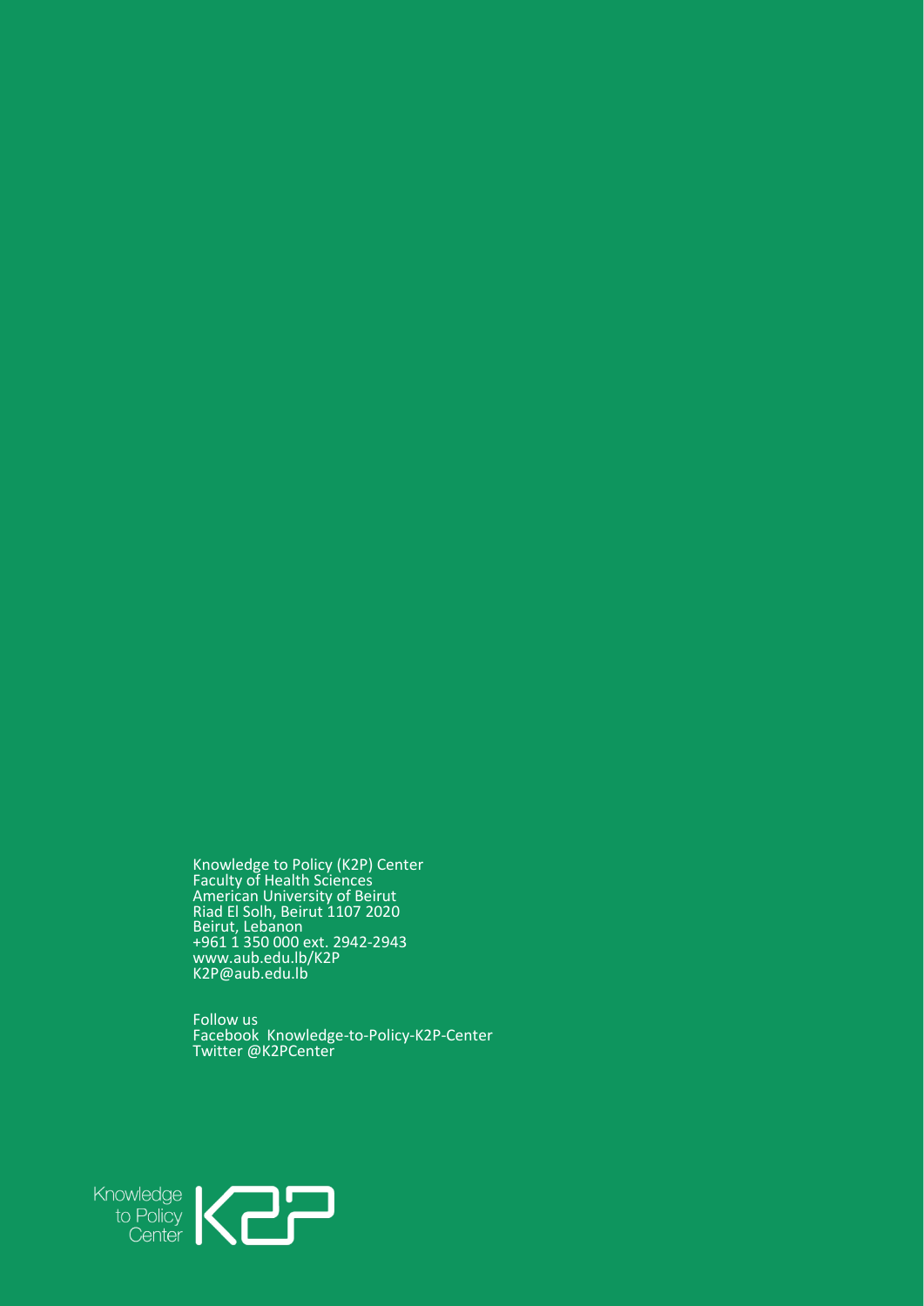Knowledge to Policy (K2P) Center
Faculty of Health Sciences
American University of Beirut
Riad El Solh, Beirut 1107 2020
Beirut, Lebanon
+961 1 350 000 ext. 2942-2943
www.aub.edu.lb/K2P
K2P@aub.edu.lb

Follow us
Facebook Knowledge-to-Policy-K2P-Center
Twitter @K2PCenter

Knowledge to Policy Center K2P